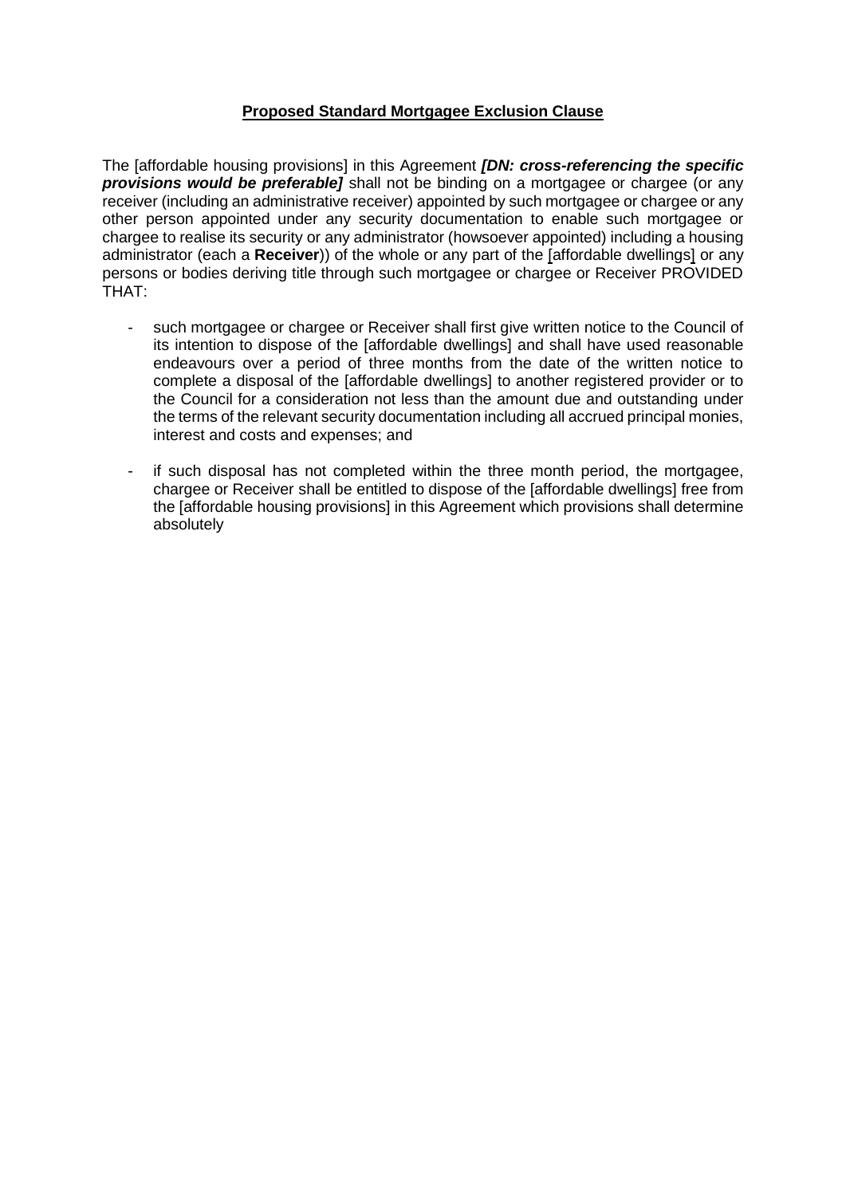**Proposed Standard Mortgagee Exclusion Clause**

The [affordable housing provisions] in this Agreement ***[DN: cross-referencing the specific provisions would be preferable]*** shall not be binding on a mortgagee or chargee (or any receiver (including an administrative receiver) appointed by such mortgagee or chargee or any other person appointed under any security documentation to enable such mortgagee or chargee to realise its security or any administrator (howsoever appointed) including a housing administrator (each a **Receiver**)) of the whole or any part of the [affordable dwellings] or any persons or bodies deriving title through such mortgagee or chargee or Receiver PROVIDED THAT:

- such mortgagee or chargee or Receiver shall first give written notice to the Council of its intention to dispose of the [affordable dwellings] and shall have used reasonable endeavours over a period of three months from the date of the written notice to complete a disposal of the [affordable dwellings] to another registered provider or to the Council for a consideration not less than the amount due and outstanding under the terms of the relevant security documentation including all accrued principal monies, interest and costs and expenses; and

- if such disposal has not completed within the three month period, the mortgagee, chargee or Receiver shall be entitled to dispose of the [affordable dwellings] free from the [affordable housing provisions] in this Agreement which provisions shall determine absolutely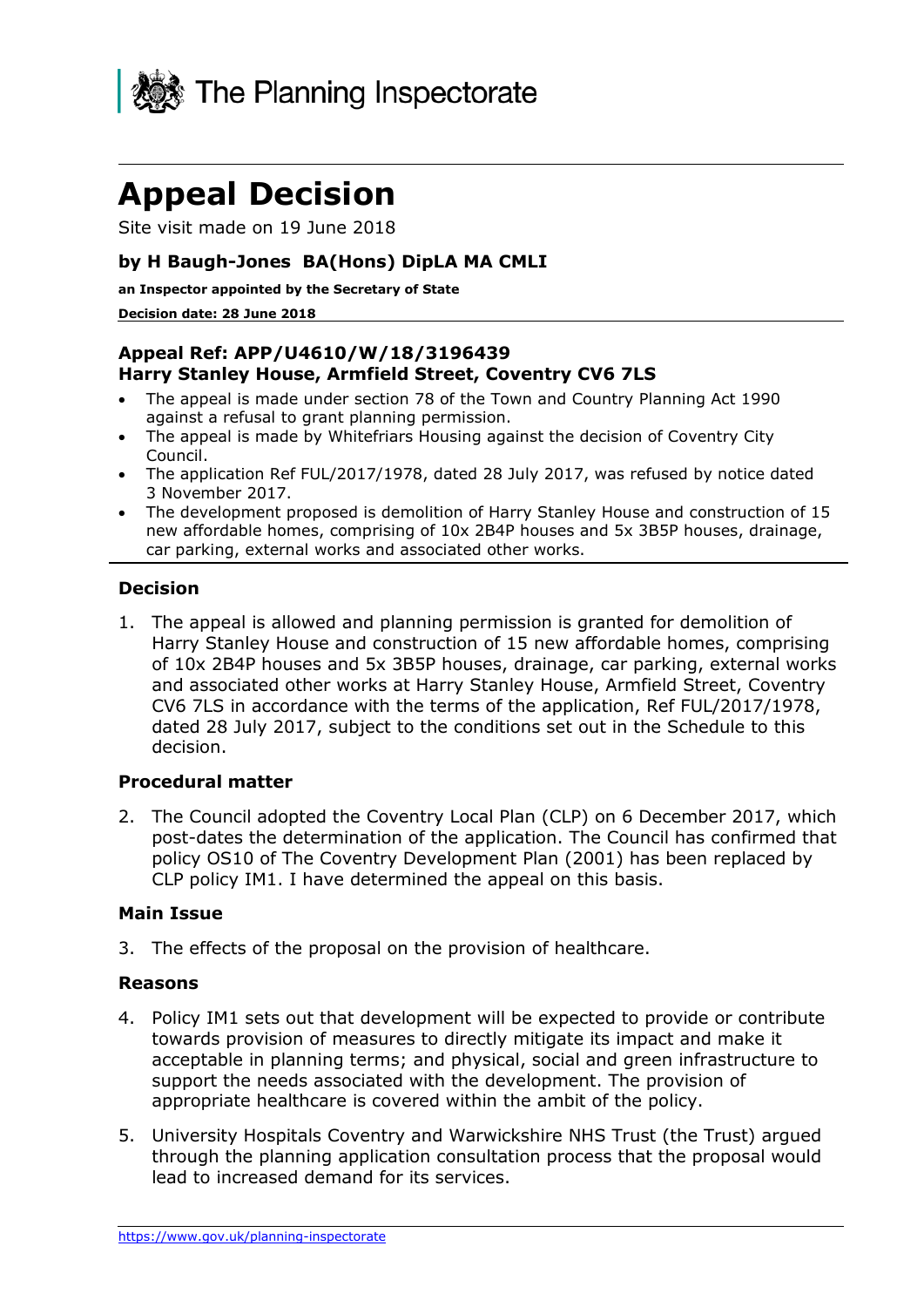# Appeal Decision

Site visit made on 19 June 2018

### by H Baugh-Jones BA(Hons) DipLA MA CMLI

**an Inspector appointed by the Secretary of State**

**Decision date: 28 June 2018**

### Appeal Ref: APP/U4610/W/18/3196439
### Harry Stanley House, Armfield Street, Coventry CV6 7LS

- The appeal is made under section 78 of the Town and Country Planning Act 1990 against a refusal to grant planning permission.
- The appeal is made by Whitefriars Housing against the decision of Coventry City Council.
- The application Ref FUL/2017/1978, dated 28 July 2017, was refused by notice dated 3 November 2017.
- The development proposed is demolition of Harry Stanley House and construction of 15 new affordable homes, comprising of 10x 2B4P houses and 5x 3B5P houses, drainage, car parking, external works and associated other works.

## Decision

1. The appeal is allowed and planning permission is granted for demolition of Harry Stanley House and construction of 15 new affordable homes, comprising of 10x 2B4P houses and 5x 3B5P houses, drainage, car parking, external works and associated other works at Harry Stanley House, Armfield Street, Coventry CV6 7LS in accordance with the terms of the application, Ref FUL/2017/1978, dated 28 July 2017, subject to the conditions set out in the Schedule to this decision.

## Procedural matter

2. The Council adopted the Coventry Local Plan (CLP) on 6 December 2017, which post-dates the determination of the application. The Council has confirmed that policy OS10 of The Coventry Development Plan (2001) has been replaced by CLP policy IM1. I have determined the appeal on this basis.

## Main Issue

3. The effects of the proposal on the provision of healthcare.

## Reasons

4. Policy IM1 sets out that development will be expected to provide or contribute towards provision of measures to directly mitigate its impact and make it acceptable in planning terms; and physical, social and green infrastructure to support the needs associated with the development. The provision of appropriate healthcare is covered within the ambit of the policy.

5. University Hospitals Coventry and Warwickshire NHS Trust (the Trust) argued through the planning application consultation process that the proposal would lead to increased demand for its services.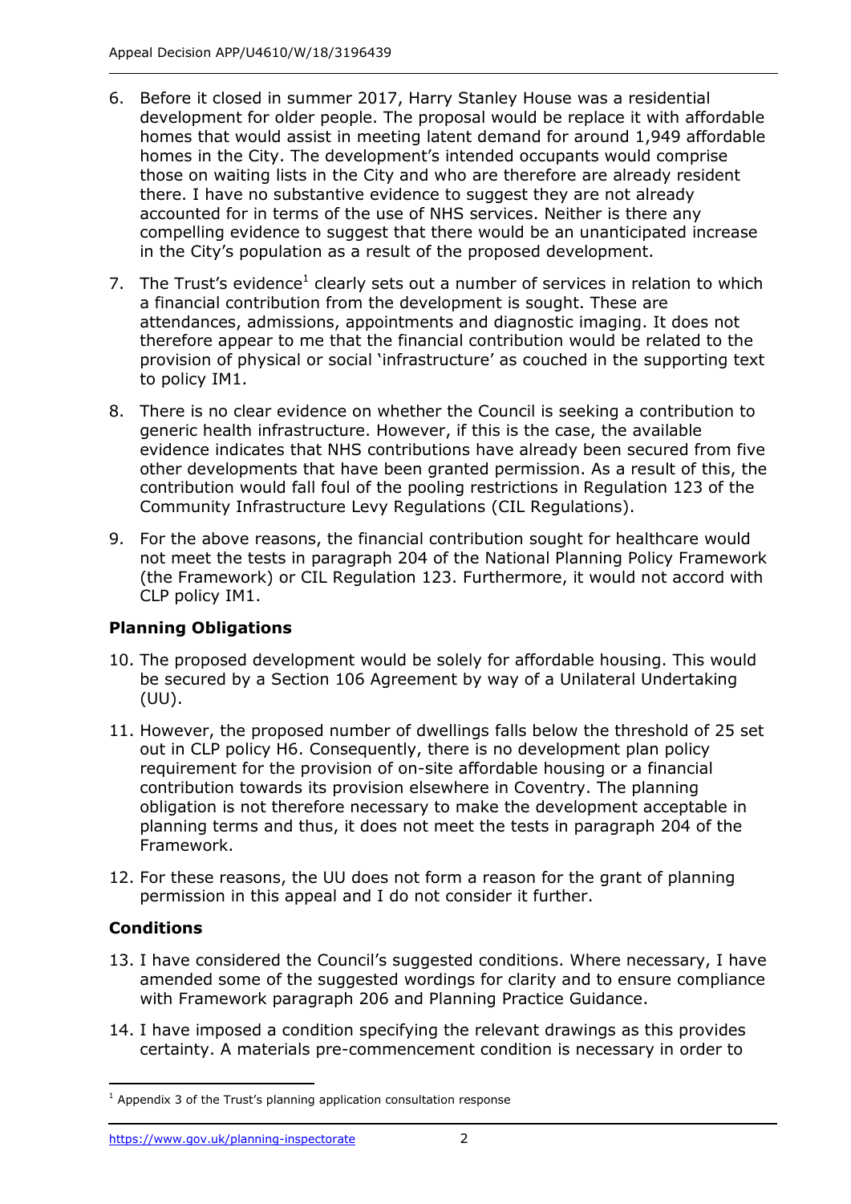6. Before it closed in summer 2017, Harry Stanley House was a residential development for older people. The proposal would be replace it with affordable homes that would assist in meeting latent demand for around 1,949 affordable homes in the City. The development's intended occupants would comprise those on waiting lists in the City and who are therefore are already resident there. I have no substantive evidence to suggest they are not already accounted for in terms of the use of NHS services. Neither is there any compelling evidence to suggest that there would be an unanticipated increase in the City's population as a result of the proposed development.

7. The Trust's evidence[1] clearly sets out a number of services in relation to which a financial contribution from the development is sought. These are attendances, admissions, appointments and diagnostic imaging. It does not therefore appear to me that the financial contribution would be related to the provision of physical or social 'infrastructure' as couched in the supporting text to policy IM1.

8. There is no clear evidence on whether the Council is seeking a contribution to generic health infrastructure. However, if this is the case, the available evidence indicates that NHS contributions have already been secured from five other developments that have been granted permission. As a result of this, the contribution would fall foul of the pooling restrictions in Regulation 123 of the Community Infrastructure Levy Regulations (CIL Regulations).

9. For the above reasons, the financial contribution sought for healthcare would not meet the tests in paragraph 204 of the National Planning Policy Framework (the Framework) or CIL Regulation 123. Furthermore, it would not accord with CLP policy IM1.

### Planning Obligations

10. The proposed development would be solely for affordable housing. This would be secured by a Section 106 Agreement by way of a Unilateral Undertaking (UU).

11. However, the proposed number of dwellings falls below the threshold of 25 set out in CLP policy H6. Consequently, there is no development plan policy requirement for the provision of on-site affordable housing or a financial contribution towards its provision elsewhere in Coventry. The planning obligation is not therefore necessary to make the development acceptable in planning terms and thus, it does not meet the tests in paragraph 204 of the Framework.

12. For these reasons, the UU does not form a reason for the grant of planning permission in this appeal and I do not consider it further.

### Conditions

13. I have considered the Council's suggested conditions. Where necessary, I have amended some of the suggested wordings for clarity and to ensure compliance with Framework paragraph 206 and Planning Practice Guidance.

14. I have imposed a condition specifying the relevant drawings as this provides certainty. A materials pre-commencement condition is necessary in order to

[1] Appendix 3 of the Trust's planning application consultation response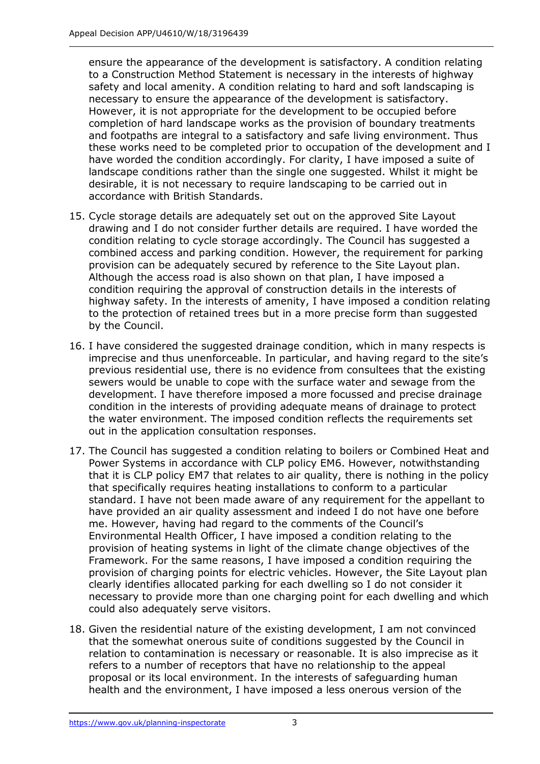ensure the appearance of the development is satisfactory. A condition relating to a Construction Method Statement is necessary in the interests of highway safety and local amenity. A condition relating to hard and soft landscaping is necessary to ensure the appearance of the development is satisfactory. However, it is not appropriate for the development to be occupied before completion of hard landscape works as the provision of boundary treatments and footpaths are integral to a satisfactory and safe living environment. Thus these works need to be completed prior to occupation of the development and I have worded the condition accordingly. For clarity, I have imposed a suite of landscape conditions rather than the single one suggested. Whilst it might be desirable, it is not necessary to require landscaping to be carried out in accordance with British Standards.

15. Cycle storage details are adequately set out on the approved Site Layout drawing and I do not consider further details are required. I have worded the condition relating to cycle storage accordingly. The Council has suggested a combined access and parking condition. However, the requirement for parking provision can be adequately secured by reference to the Site Layout plan. Although the access road is also shown on that plan, I have imposed a condition requiring the approval of construction details in the interests of highway safety. In the interests of amenity, I have imposed a condition relating to the protection of retained trees but in a more precise form than suggested by the Council.

16. I have considered the suggested drainage condition, which in many respects is imprecise and thus unenforceable. In particular, and having regard to the site's previous residential use, there is no evidence from consultees that the existing sewers would be unable to cope with the surface water and sewage from the development. I have therefore imposed a more focussed and precise drainage condition in the interests of providing adequate means of drainage to protect the water environment. The imposed condition reflects the requirements set out in the application consultation responses.

17. The Council has suggested a condition relating to boilers or Combined Heat and Power Systems in accordance with CLP policy EM6. However, notwithstanding that it is CLP policy EM7 that relates to air quality, there is nothing in the policy that specifically requires heating installations to conform to a particular standard. I have not been made aware of any requirement for the appellant to have provided an air quality assessment and indeed I do not have one before me. However, having had regard to the comments of the Council's Environmental Health Officer, I have imposed a condition relating to the provision of heating systems in light of the climate change objectives of the Framework. For the same reasons, I have imposed a condition requiring the provision of charging points for electric vehicles. However, the Site Layout plan clearly identifies allocated parking for each dwelling so I do not consider it necessary to provide more than one charging point for each dwelling and which could also adequately serve visitors.

18. Given the residential nature of the existing development, I am not convinced that the somewhat onerous suite of conditions suggested by the Council in relation to contamination is necessary or reasonable. It is also imprecise as it refers to a number of receptors that have no relationship to the appeal proposal or its local environment. In the interests of safeguarding human health and the environment, I have imposed a less onerous version of the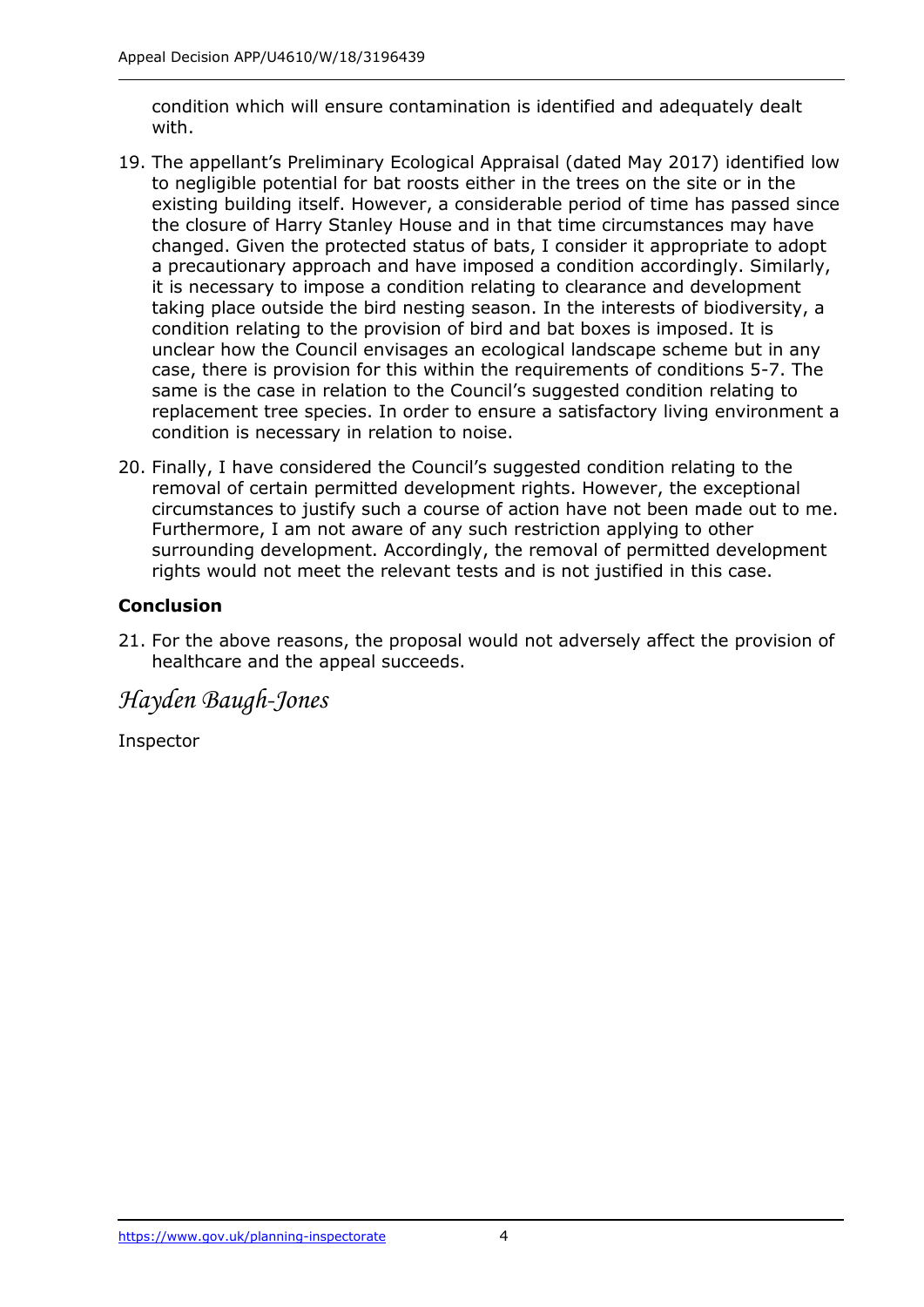condition which will ensure contamination is identified and adequately dealt with.

19. The appellant's Preliminary Ecological Appraisal (dated May 2017) identified low to negligible potential for bat roosts either in the trees on the site or in the existing building itself. However, a considerable period of time has passed since the closure of Harry Stanley House and in that time circumstances may have changed. Given the protected status of bats, I consider it appropriate to adopt a precautionary approach and have imposed a condition accordingly. Similarly, it is necessary to impose a condition relating to clearance and development taking place outside the bird nesting season. In the interests of biodiversity, a condition relating to the provision of bird and bat boxes is imposed. It is unclear how the Council envisages an ecological landscape scheme but in any case, there is provision for this within the requirements of conditions 5-7. The same is the case in relation to the Council's suggested condition relating to replacement tree species. In order to ensure a satisfactory living environment a condition is necessary in relation to noise.

20. Finally, I have considered the Council's suggested condition relating to the removal of certain permitted development rights. However, the exceptional circumstances to justify such a course of action have not been made out to me. Furthermore, I am not aware of any such restriction applying to other surrounding development. Accordingly, the removal of permitted development rights would not meet the relevant tests and is not justified in this case.

**Conclusion**

21. For the above reasons, the proposal would not adversely affect the provision of healthcare and the appeal succeeds.

*Hayden Baugh-Jones*

Inspector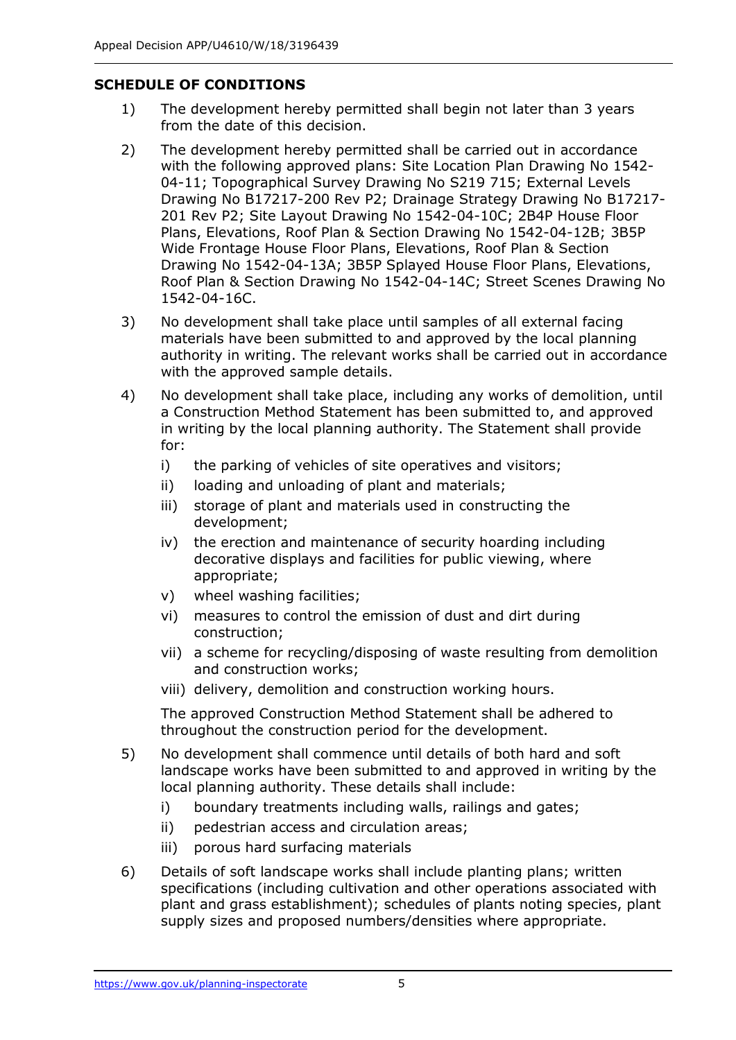## SCHEDULE OF CONDITIONS

1) The development hereby permitted shall begin not later than 3 years from the date of this decision.

2) The development hereby permitted shall be carried out in accordance with the following approved plans: Site Location Plan Drawing No 1542-04-11; Topographical Survey Drawing No S219 715; External Levels Drawing No B17217-200 Rev P2; Drainage Strategy Drawing No B17217-201 Rev P2; Site Layout Drawing No 1542-04-10C; 2B4P House Floor Plans, Elevations, Roof Plan & Section Drawing No 1542-04-12B; 3B5P Wide Frontage House Floor Plans, Elevations, Roof Plan & Section Drawing No 1542-04-13A; 3B5P Splayed House Floor Plans, Elevations, Roof Plan & Section Drawing No 1542-04-14C; Street Scenes Drawing No 1542-04-16C.

3) No development shall take place until samples of all external facing materials have been submitted to and approved by the local planning authority in writing. The relevant works shall be carried out in accordance with the approved sample details.

4) No development shall take place, including any works of demolition, until a Construction Method Statement has been submitted to, and approved in writing by the local planning authority. The Statement shall provide for:
   i) the parking of vehicles of site operatives and visitors;
   ii) loading and unloading of plant and materials;
   iii) storage of plant and materials used in constructing the development;
   iv) the erection and maintenance of security hoarding including decorative displays and facilities for public viewing, where appropriate;
   v) wheel washing facilities;
   vi) measures to control the emission of dust and dirt during construction;
   vii) a scheme for recycling/disposing of waste resulting from demolition and construction works;
   viii) delivery, demolition and construction working hours.

   The approved Construction Method Statement shall be adhered to throughout the construction period for the development.

5) No development shall commence until details of both hard and soft landscape works have been submitted to and approved in writing by the local planning authority. These details shall include:
   i) boundary treatments including walls, railings and gates;
   ii) pedestrian access and circulation areas;
   iii) porous hard surfacing materials

6) Details of soft landscape works shall include planting plans; written specifications (including cultivation and other operations associated with plant and grass establishment); schedules of plants noting species, plant supply sizes and proposed numbers/densities where appropriate.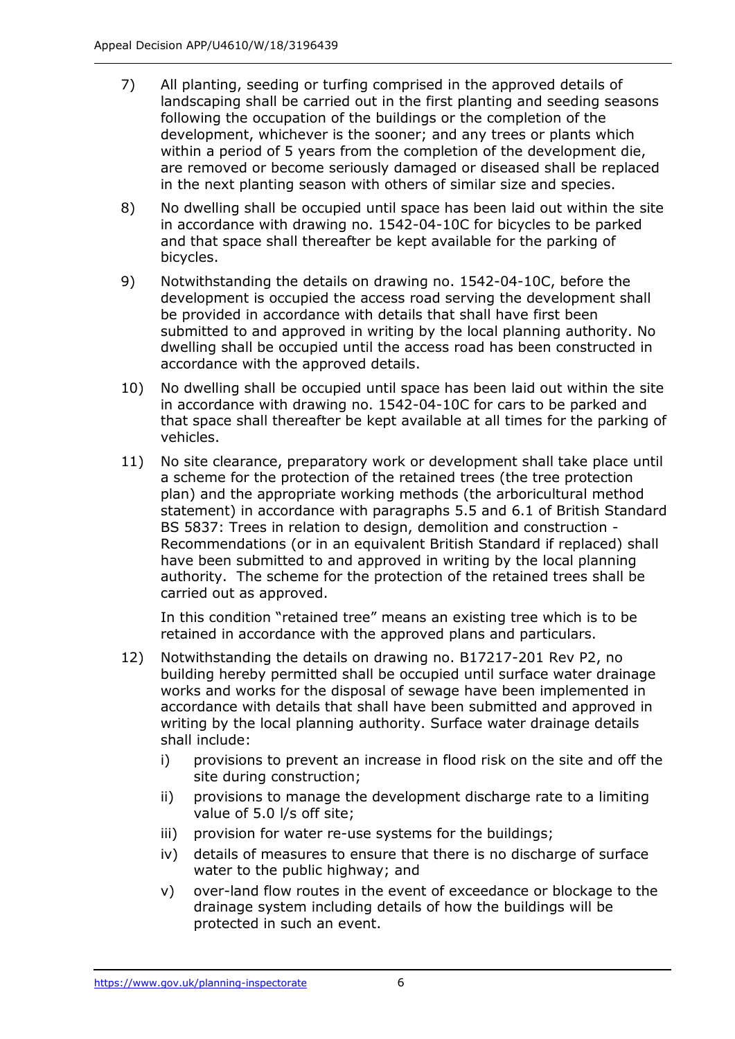7) All planting, seeding or turfing comprised in the approved details of landscaping shall be carried out in the first planting and seeding seasons following the occupation of the buildings or the completion of the development, whichever is the sooner; and any trees or plants which within a period of 5 years from the completion of the development die, are removed or become seriously damaged or diseased shall be replaced in the next planting season with others of similar size and species.

8) No dwelling shall be occupied until space has been laid out within the site in accordance with drawing no. 1542-04-10C for bicycles to be parked and that space shall thereafter be kept available for the parking of bicycles.

9) Notwithstanding the details on drawing no. 1542-04-10C, before the development is occupied the access road serving the development shall be provided in accordance with details that shall have first been submitted to and approved in writing by the local planning authority. No dwelling shall be occupied until the access road has been constructed in accordance with the approved details.

10) No dwelling shall be occupied until space has been laid out within the site in accordance with drawing no. 1542-04-10C for cars to be parked and that space shall thereafter be kept available at all times for the parking of vehicles.

11) No site clearance, preparatory work or development shall take place until a scheme for the protection of the retained trees (the tree protection plan) and the appropriate working methods (the arboricultural method statement) in accordance with paragraphs 5.5 and 6.1 of British Standard BS 5837: Trees in relation to design, demolition and construction - Recommendations (or in an equivalent British Standard if replaced) shall have been submitted to and approved in writing by the local planning authority. The scheme for the protection of the retained trees shall be carried out as approved.

    In this condition "retained tree" means an existing tree which is to be retained in accordance with the approved plans and particulars.

12) Notwithstanding the details on drawing no. B17217-201 Rev P2, no building hereby permitted shall be occupied until surface water drainage works and works for the disposal of sewage have been implemented in accordance with details that shall have been submitted and approved in writing by the local planning authority. Surface water drainage details shall include:

    i) provisions to prevent an increase in flood risk on the site and off the site during construction;

    ii) provisions to manage the development discharge rate to a limiting value of 5.0 l/s off site;

    iii) provision for water re-use systems for the buildings;

    iv) details of measures to ensure that there is no discharge of surface water to the public highway; and

    v) over-land flow routes in the event of exceedance or blockage to the drainage system including details of how the buildings will be protected in such an event.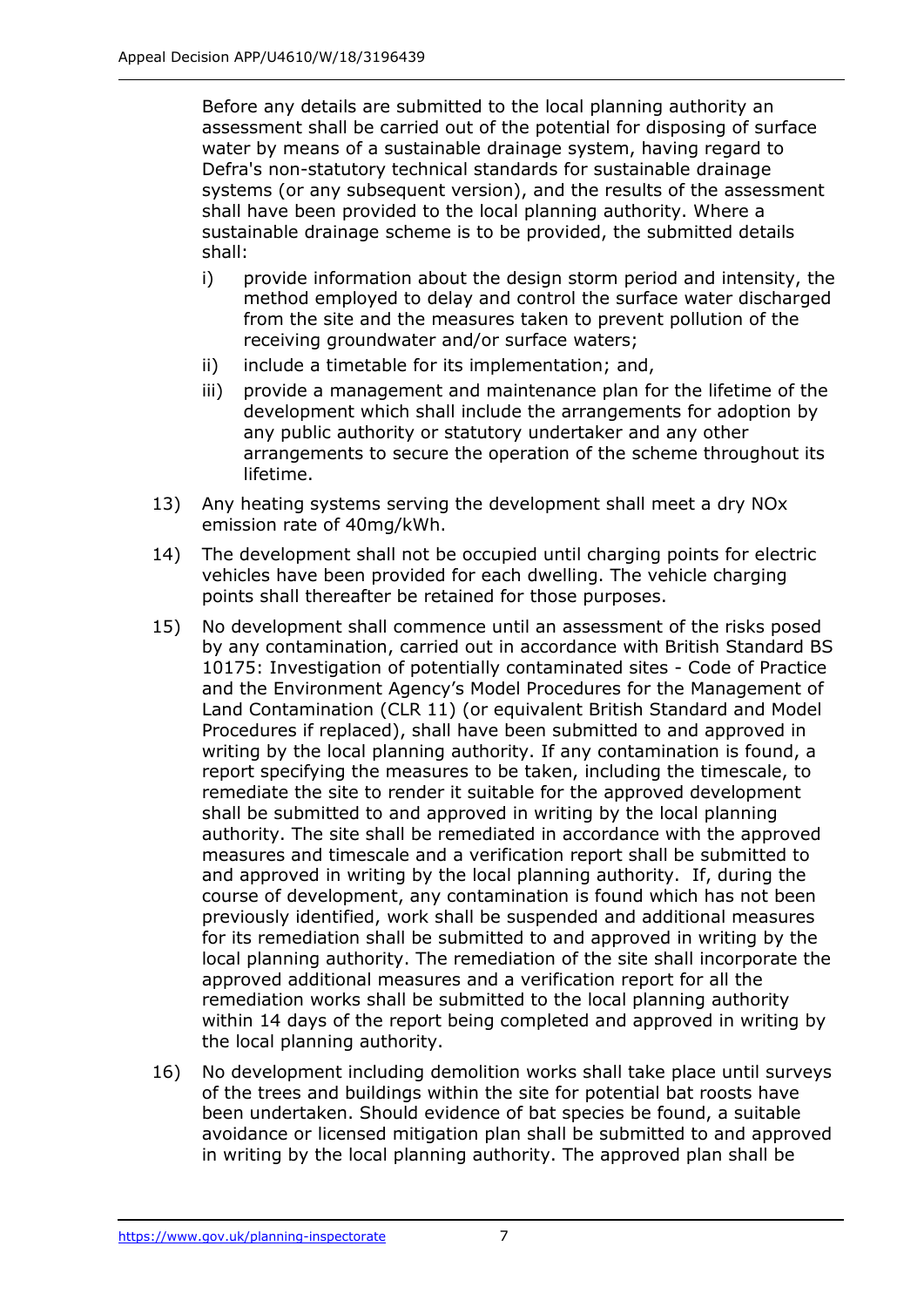Before any details are submitted to the local planning authority an assessment shall be carried out of the potential for disposing of surface water by means of a sustainable drainage system, having regard to Defra's non-statutory technical standards for sustainable drainage systems (or any subsequent version), and the results of the assessment shall have been provided to the local planning authority. Where a sustainable drainage scheme is to be provided, the submitted details shall:

   i) provide information about the design storm period and intensity, the method employed to delay and control the surface water discharged from the site and the measures taken to prevent pollution of the receiving groundwater and/or surface waters;

   ii) include a timetable for its implementation; and,

   iii) provide a management and maintenance plan for the lifetime of the development which shall include the arrangements for adoption by any public authority or statutory undertaker and any other arrangements to secure the operation of the scheme throughout its lifetime.

13) Any heating systems serving the development shall meet a dry NOx emission rate of 40mg/kWh.

14) The development shall not be occupied until charging points for electric vehicles have been provided for each dwelling. The vehicle charging points shall thereafter be retained for those purposes.

15) No development shall commence until an assessment of the risks posed by any contamination, carried out in accordance with British Standard BS 10175: Investigation of potentially contaminated sites - Code of Practice and the Environment Agency's Model Procedures for the Management of Land Contamination (CLR 11) (or equivalent British Standard and Model Procedures if replaced), shall have been submitted to and approved in writing by the local planning authority. If any contamination is found, a report specifying the measures to be taken, including the timescale, to remediate the site to render it suitable for the approved development shall be submitted to and approved in writing by the local planning authority. The site shall be remediated in accordance with the approved measures and timescale and a verification report shall be submitted to and approved in writing by the local planning authority. If, during the course of development, any contamination is found which has not been previously identified, work shall be suspended and additional measures for its remediation shall be submitted to and approved in writing by the local planning authority. The remediation of the site shall incorporate the approved additional measures and a verification report for all the remediation works shall be submitted to the local planning authority within 14 days of the report being completed and approved in writing by the local planning authority.

16) No development including demolition works shall take place until surveys of the trees and buildings within the site for potential bat roosts have been undertaken. Should evidence of bat species be found, a suitable avoidance or licensed mitigation plan shall be submitted to and approved in writing by the local planning authority. The approved plan shall be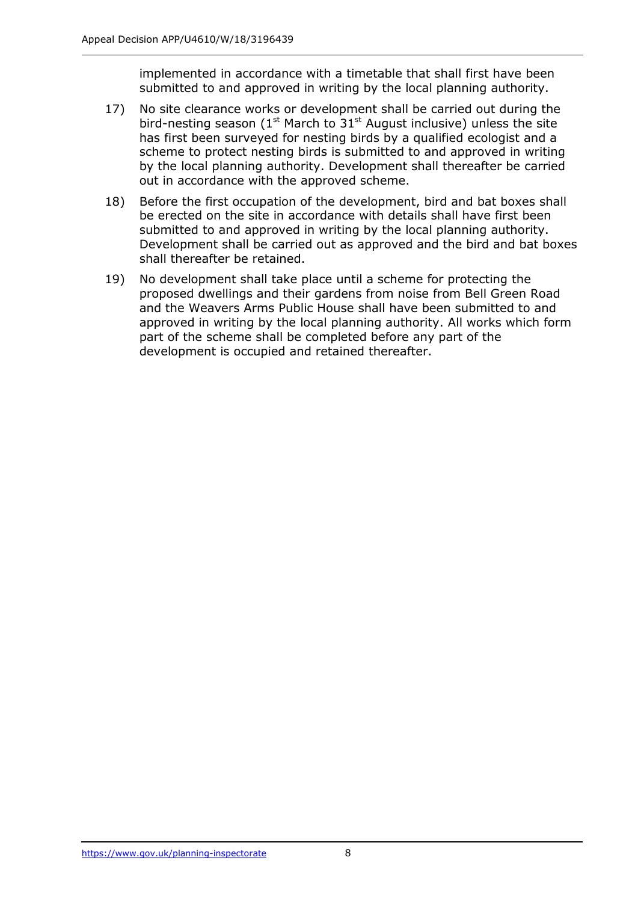implemented in accordance with a timetable that shall first have been submitted to and approved in writing by the local planning authority.

17) No site clearance works or development shall be carried out during the bird-nesting season (1st March to 31st August inclusive) unless the site has first been surveyed for nesting birds by a qualified ecologist and a scheme to protect nesting birds is submitted to and approved in writing by the local planning authority. Development shall thereafter be carried out in accordance with the approved scheme.

18) Before the first occupation of the development, bird and bat boxes shall be erected on the site in accordance with details shall have first been submitted to and approved in writing by the local planning authority. Development shall be carried out as approved and the bird and bat boxes shall thereafter be retained.

19) No development shall take place until a scheme for protecting the proposed dwellings and their gardens from noise from Bell Green Road and the Weavers Arms Public House shall have been submitted to and approved in writing by the local planning authority. All works which form part of the scheme shall be completed before any part of the development is occupied and retained thereafter.